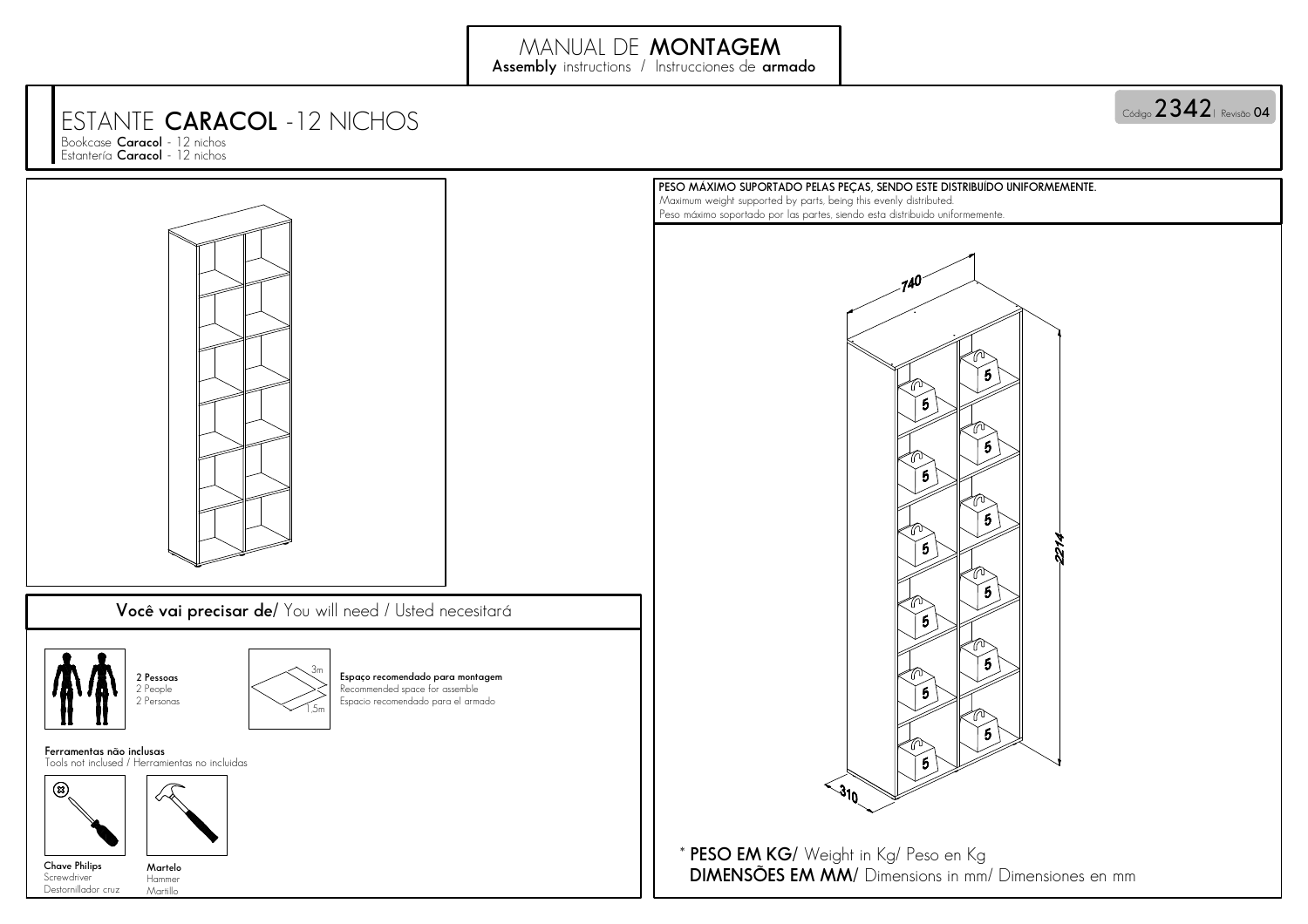# MANUAL DE **MONTAGEM**

**Assembly** instructions / Instrucciones de **armado**

## ESTANTE **CARACOL** -12 NICHOS

Bookcase **Caracol** - 12 nichos
Estantería **Caracol** - 12 nichos

Código **2342** | Revisão **04**

**PESO MÁXIMO SUPORTADO PELAS PEÇAS, SENDO ESTE DISTRIBUÍDO UNIFORMEMENTE.**
Maximum weight supported by parts, being this evenly distributed.
Peso máximo soportado por las partes, siendo esta distribuido uniformemente.

740

2214

310

5 5 5 5 5 5 5 5 5 5 5 5

\* **PESO EM KG/** Weight in Kg/ Peso en Kg
**DIMENSÕES EM MM/** Dimensions in mm/ Dimensiones en mm

### **Você vai precisar de**/ You will need / Usted necesitará

**2 Pessoas**
2 People
2 Personas

3m
1,5m

**Espaço recomendado para montagem**
Recommended space for assemble
Espacio recomendado para el armado

**Ferramentas não inclusas**
Tools not inclused / Herramientas no incluidas

**Chave Philips**
Screwdriver
Destornillador cruz

**Martelo**
Hammer
Martillo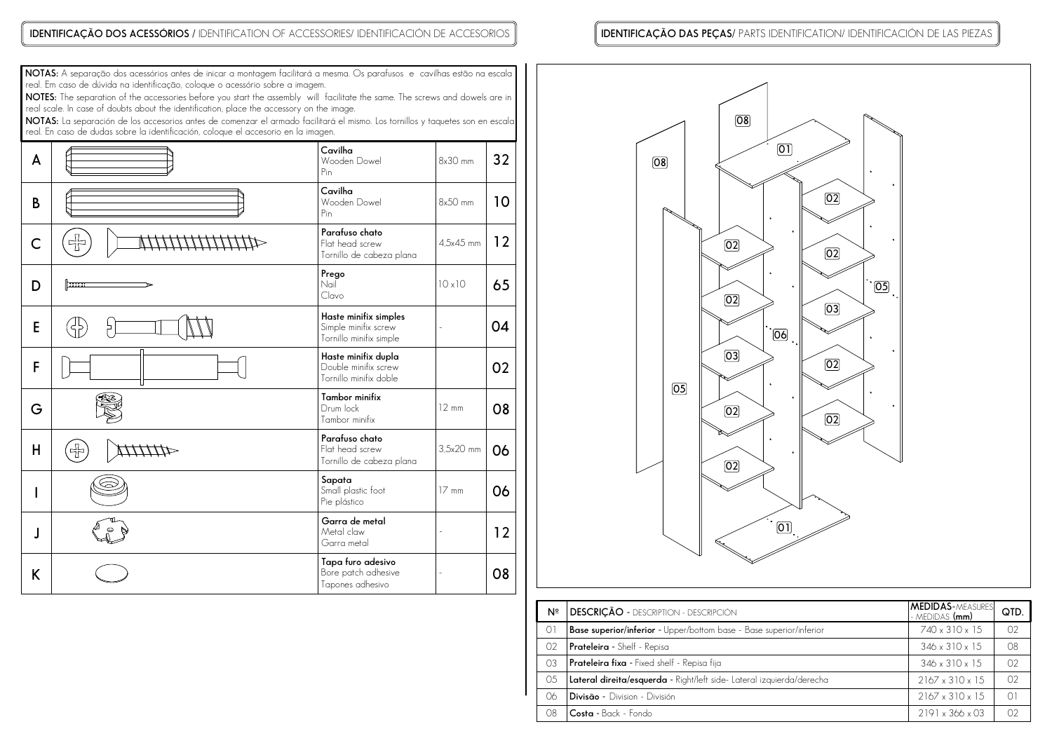## IDENTIFICAÇÃO DOS ACESSÓRIOS / IDENTIFICATION OF ACCESSORIES/ IDENTIFICACIÓN DE ACCESORIOS

**NOTAS:** A separação dos acessórios antes de iniciar a montagem facilitará a mesma. Os parafusos e cavilhas estão na escala real. Em caso de dúvida na identificação, coloque o acessório sobre a imagem.

**NOTES:** The separation of the accessories before you start the assembly will facilitate the same. The screws and dowels are in real scale. In case of doubts about the identification, place the accessory on the image.

**NOTAS:** La separación de los accesorios antes de comenzar el armado facilitará el mismo. Los tornillos y taquetes son en escala real. En caso de dudas sobre la identificación, coloque el accesorio en la imagen.

| | Descrição | Medida | Qtd. |
|---|---|---|---|
| A | **Cavilha** Wooden Dowel Pin | 8x30 mm | 32 |
| B | **Cavilha** Wooden Dowel Pin | 8x50 mm | 10 |
| C | **Parafuso chato** Flat head screw Tornillo de cabeza plana | 4,5x45 mm | 12 |
| D | **Prego** Nail Clavo | 10 x10 | 65 |
| E | **Haste minifix simples** Simple minifix screw Tornillo minifix simple | - | 04 |
| F | **Haste minifix dupla** Double minifix screw Tornillo minifix doble | | 02 |
| G | **Tambor minifix** Drum lock Tambor minifix | 12 mm | 08 |
| H | **Parafuso chato** Flat head screw Tornillo de cabeza plana | 3,5x20 mm | 06 |
| I | **Sapata** Small plastic foot Pie plástico | 17 mm | 06 |
| J | **Garra de metal** Metal claw Garra metal | - | 12 |
| K | **Tapa furo adesivo** Bore patch adhesive Tapones adhesivo | - | 08 |

## IDENTIFICAÇÃO DAS PEÇAS/ PARTS IDENTIFICATION/ IDENTIFICACIÓN DE LAS PIEZAS

| Nº | DESCRIÇÃO - DESCRIPTION - DESCRIPCIÓN | MEDIDAS-MEASURES - MEDIDAS (mm) | QTD. |
|---|---|---|---|
| 01 | **Base superior/inferior** - Upper/bottom base - Base superior/inferior | 740 x 310 x 15 | 02 |
| 02 | **Prateleira** - Shelf - Repisa | 346 x 310 x 15 | 08 |
| 03 | **Prateleira fixa** - Fixed shelf - Repisa fija | 346 x 310 x 15 | 02 |
| 05 | **Lateral direita/esquerda** - Right/left side- Lateral izquierda/derecha | 2167 x 310 x 15 | 02 |
| 06 | **Divisão** - Division - División | 2167 x 310 x 15 | 01 |
| 08 | **Costa** - Back - Fondo | 2191 x 366 x 03 | 02 |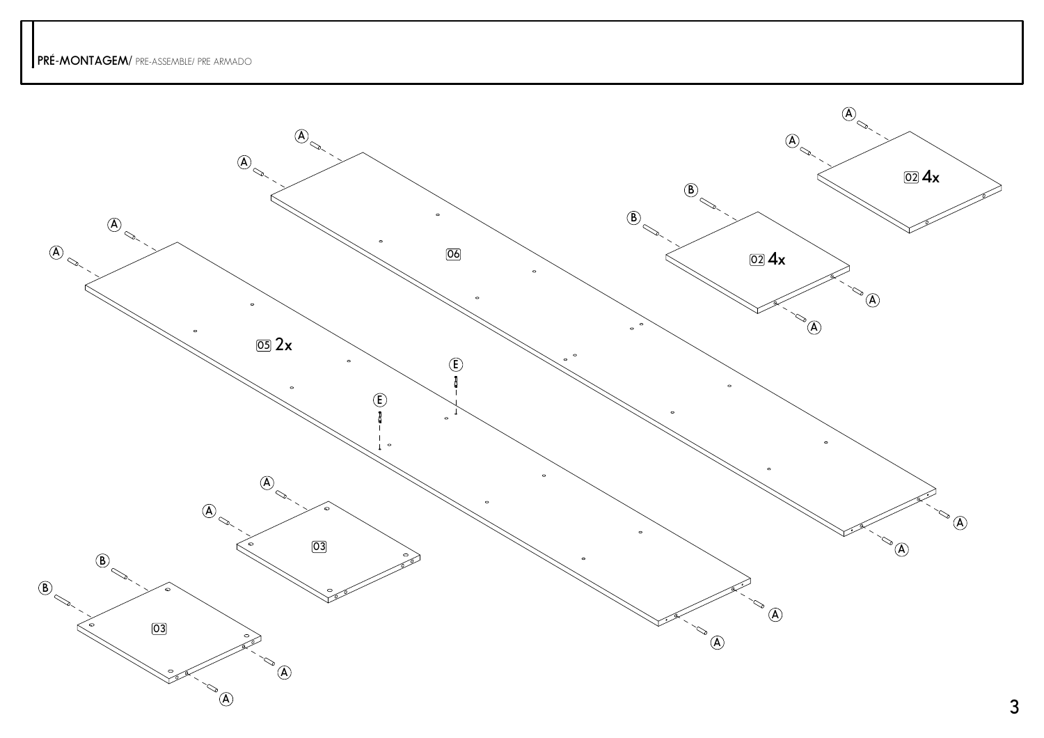**PRÉ-MONTAGEM**/ PRE-ASSEMBLE/ PRE ARMADO

06

05 2x

02 4x

02 4x

03

03

A A A A A A A A A A A A A A A A A A

B B B B

E E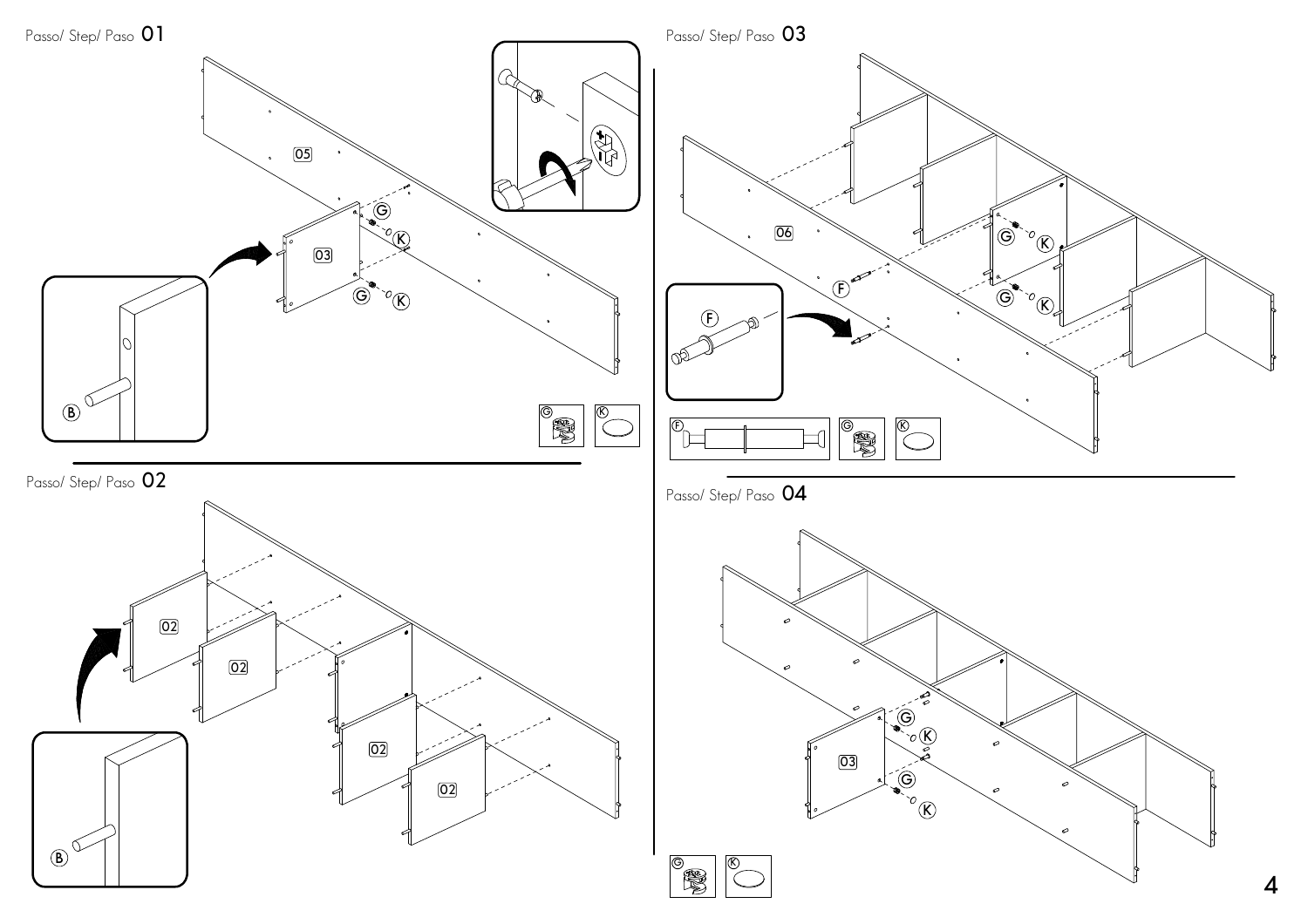Passo/ Step/ Paso 01

05

03

G

K

G

K

B

G

K

Passo/ Step/ Paso 02

02

02

02

02

B

Passo/ Step/ Paso 03

06

F

G

K

G

K

F

F

G

K

Passo/ Step/ Paso 04

03

G

K

G

K

G

K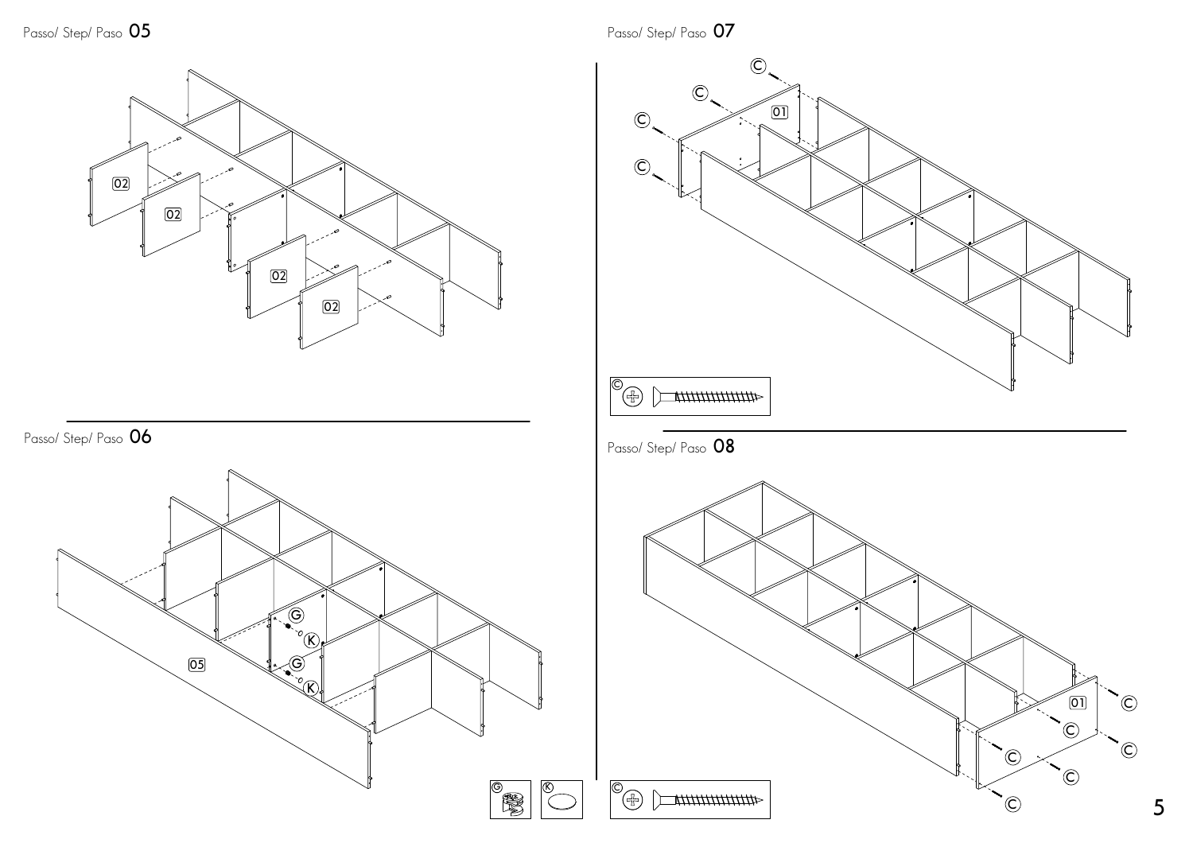Passo/ Step/ Paso **05**

02

02

02

02

Passo/ Step/ Paso **06**

05

G

K

G

K

G

K

Passo/ Step/ Paso **07**

C

C

C

C

01

C

Passo/ Step/ Paso **08**

01

C

C

C

C

C

C

C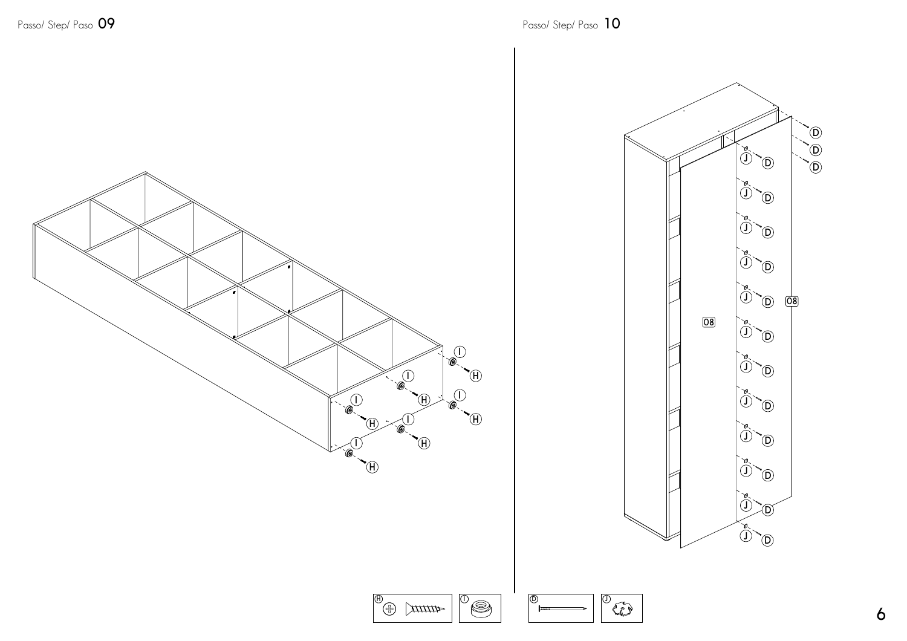Passo/ Step/ Paso **09**

Passo/ Step/ Paso **10**